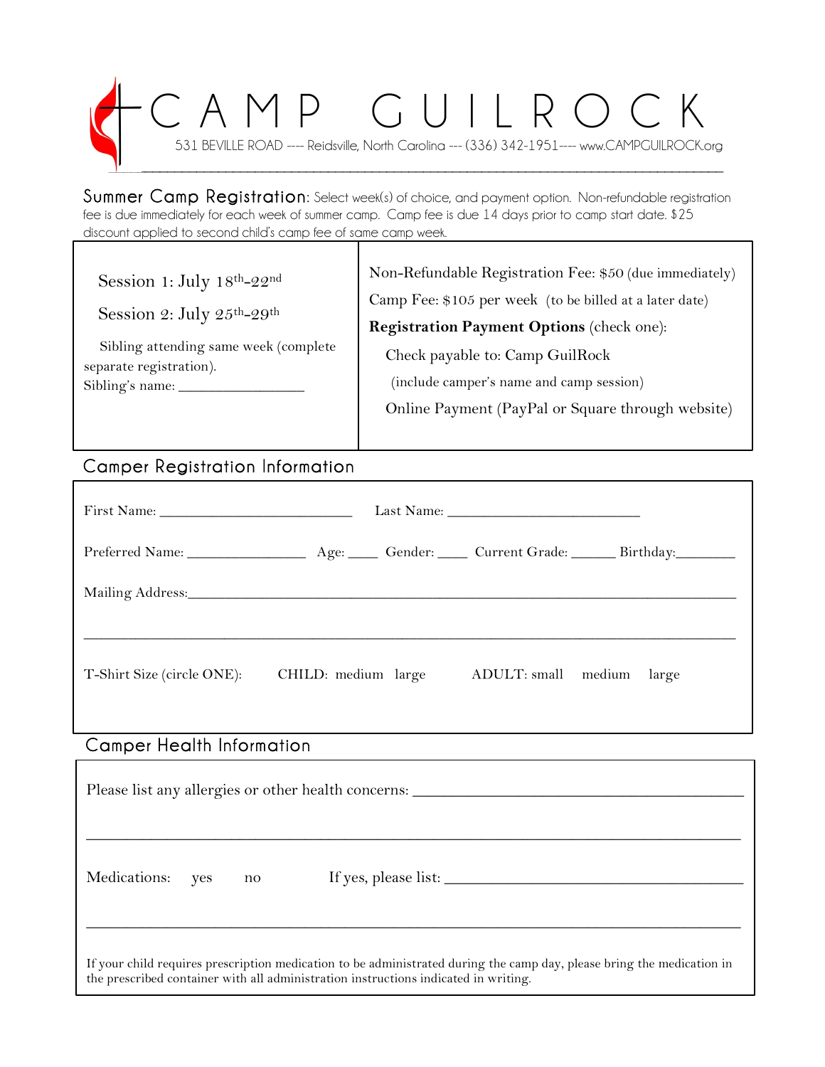# CAMP GUILROCK

531 BEVILLE ROAD ---- Reidsville, North Carolina --- (336) 342-1951---- www.CAMPGUILROCK.org

---

**Summer Camp Registration**: Select week(s) of choice, and payment option. Non-refundable registration fee is due immediately for each week of summer camp. Camp fee is due 14 days prior to camp start date. $25 discount applied to second child's camp fee of same camp week.

| | |
|---|---|
| Session 1: July 18th-22nd<br><br>Session 2: July 25th-29th<br><br>Sibling attending same week (complete separate registration).<br>Sibling's name: _______________ | Non-Refundable Registration Fee: $50 (due immediately)<br><br>Camp Fee: $105 per week (to be billed at a later date)<br><br>**Registration Payment Options** (check one):<br><br>Check payable to: Camp GuilRock<br>(include camper's name and camp session)<br><br>Online Payment (PayPal or Square through website) |

## Camper Registration Information

First Name: _______________________ Last Name: _______________________

Preferred Name: _______________ Age: ____ Gender: ____ Current Grade: ______ Birthday:________

Mailing Address:_______________________________________________________________

_______________________________________________________________________________

T-Shirt Size (circle ONE): CHILD: medium large ADULT: small medium large

## Camper Health Information

Please list any allergies or other health concerns: _________________________________

_______________________________________________________________________________

Medications: yes no If yes, please list: _______________________________________

_______________________________________________________________________________

If your child requires prescription medication to be administrated during the camp day, please bring the medication in the prescribed container with all administration instructions indicated in writing.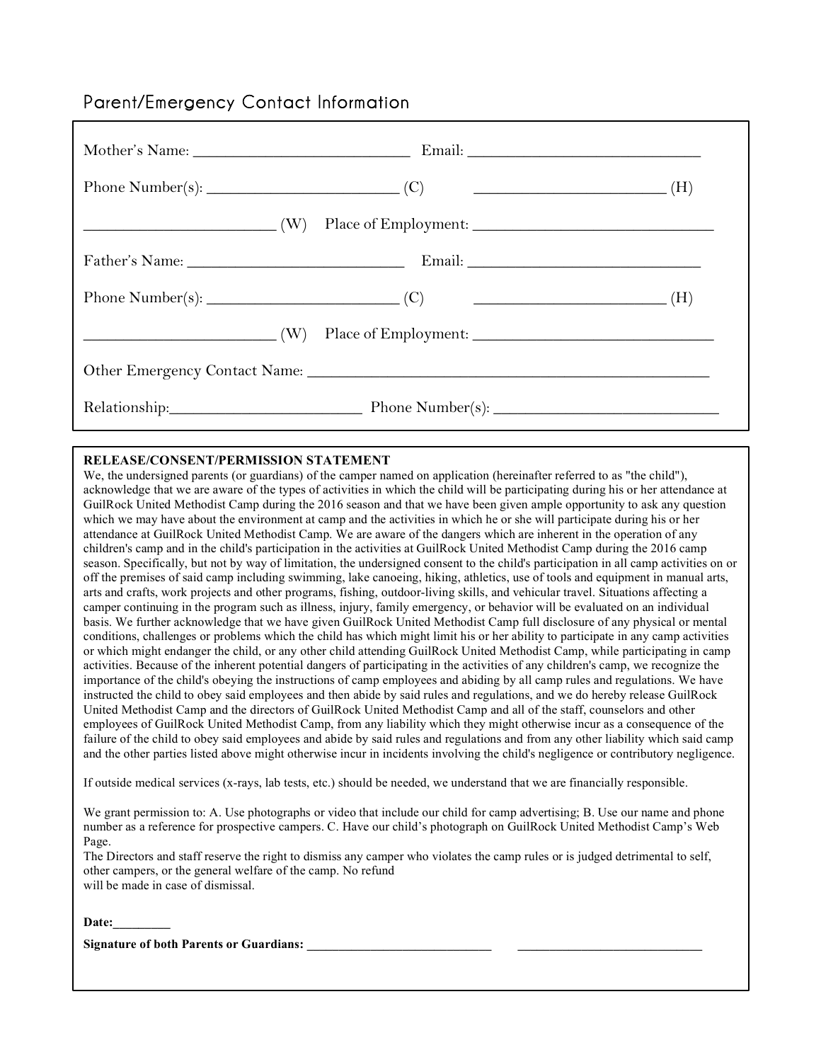## Parent/Emergency Contact Information

Mother's Name: ____________________________ Email: ______________________________

Phone Number(s): ________________________ (C) ________________________ (H)

________________________ (W) Place of Employment: ______________________________

Father's Name: ____________________________ Email: ______________________________

Phone Number(s): ________________________ (C) ________________________ (H)

________________________ (W) Place of Employment: ______________________________

Other Emergency Contact Name: ______________________________________________________

Relationship: ________________________ Phone Number(s): ____________________________

**RELEASE/CONSENT/PERMISSION STATEMENT**

We, the undersigned parents (or guardians) of the camper named on application (hereinafter referred to as "the child"), acknowledge that we are aware of the types of activities in which the child will be participating during his or her attendance at GuilRock United Methodist Camp during the 2016 season and that we have been given ample opportunity to ask any question which we may have about the environment at camp and the activities in which he or she will participate during his or her attendance at GuilRock United Methodist Camp. We are aware of the dangers which are inherent in the operation of any children's camp and in the child's participation in the activities at GuilRock United Methodist Camp during the 2016 camp season. Specifically, but not by way of limitation, the undersigned consent to the child's participation in all camp activities on or off the premises of said camp including swimming, lake canoeing, hiking, athletics, use of tools and equipment in manual arts, arts and crafts, work projects and other programs, fishing, outdoor-living skills, and vehicular travel. Situations affecting a camper continuing in the program such as illness, injury, family emergency, or behavior will be evaluated on an individual basis. We further acknowledge that we have given GuilRock United Methodist Camp full disclosure of any physical or mental conditions, challenges or problems which the child has which might limit his or her ability to participate in any camp activities or which might endanger the child, or any other child attending GuilRock United Methodist Camp, while participating in camp activities. Because of the inherent potential dangers of participating in the activities of any children's camp, we recognize the importance of the child's obeying the instructions of camp employees and abiding by all camp rules and regulations. We have instructed the child to obey said employees and then abide by said rules and regulations, and we do hereby release GuilRock United Methodist Camp and the directors of GuilRock United Methodist Camp and all of the staff, counselors and other employees of GuilRock United Methodist Camp, from any liability which they might otherwise incur as a consequence of the failure of the child to obey said employees and abide by said rules and regulations and from any other liability which said camp and the other parties listed above might otherwise incur in incidents involving the child's negligence or contributory negligence.

If outside medical services (x-rays, lab tests, etc.) should be needed, we understand that we are financially responsible.

We grant permission to: A. Use photographs or video that include our child for camp advertising; B. Use our name and phone number as a reference for prospective campers. C. Have our child's photograph on GuilRock United Methodist Camp's Web Page.

The Directors and staff reserve the right to dismiss any camper who violates the camp rules or is judged detrimental to self, other campers, or the general welfare of the camp. No refund will be made in case of dismissal.

**Date:_________**

**Signature of both Parents or Guardians: ____________________________ ____________________________**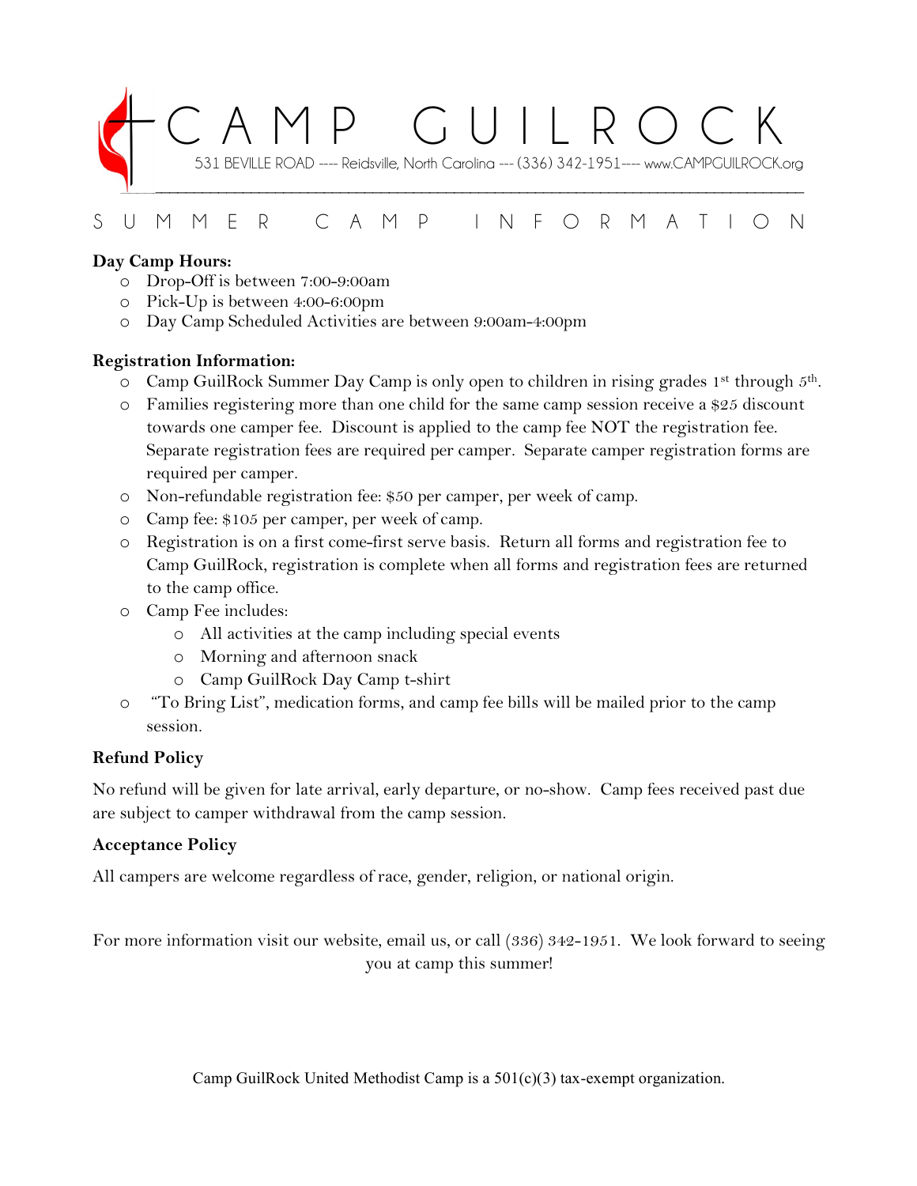# CAMP GUILROCK

531 BEVILLE ROAD ---- Reidsville, North Carolina --- (336) 342-1951---- www.CAMPGUILROCK.org

## SUMMER CAMP INFORMATION

**Day Camp Hours:**

- Drop-Off is between 7:00-9:00am
- Pick-Up is between 4:00-6:00pm
- Day Camp Scheduled Activities are between 9:00am-4:00pm

**Registration Information:**

- Camp GuilRock Summer Day Camp is only open to children in rising grades 1st through 5th.
- Families registering more than one child for the same camp session receive a $25 discount towards one camper fee. Discount is applied to the camp fee NOT the registration fee. Separate registration fees are required per camper. Separate camper registration forms are required per camper.
- Non-refundable registration fee: $50 per camper, per week of camp.
- Camp fee: $105 per camper, per week of camp.
- Registration is on a first come-first serve basis. Return all forms and registration fee to Camp GuilRock, registration is complete when all forms and registration fees are returned to the camp office.
- Camp Fee includes:
  - All activities at the camp including special events
  - Morning and afternoon snack
  - Camp GuilRock Day Camp t-shirt
- "To Bring List", medication forms, and camp fee bills will be mailed prior to the camp session.

**Refund Policy**

No refund will be given for late arrival, early departure, or no-show. Camp fees received past due are subject to camper withdrawal from the camp session.

**Acceptance Policy**

All campers are welcome regardless of race, gender, religion, or national origin.

For more information visit our website, email us, or call (336) 342-1951. We look forward to seeing you at camp this summer!

Camp GuilRock United Methodist Camp is a 501(c)(3) tax-exempt organization.